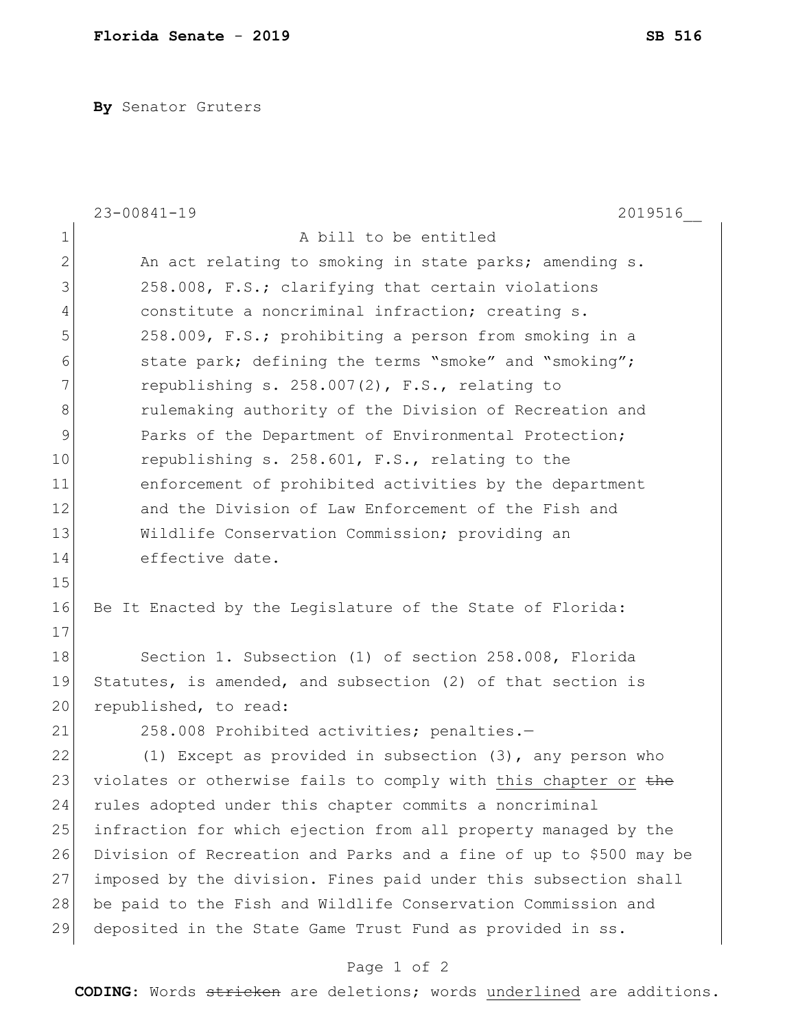**Florida Senate** - **2019** **SB 516**

**By** Senator Gruters

23-00841-19 2019516__

A bill to be entitled

An act relating to smoking in state parks; amending s. 258.008, F.S.; clarifying that certain violations constitute a noncriminal infraction; creating s. 258.009, F.S.; prohibiting a person from smoking in a state park; defining the terms "smoke" and "smoking"; republishing s. 258.007(2), F.S., relating to rulemaking authority of the Division of Recreation and Parks of the Department of Environmental Protection; republishing s. 258.601, F.S., relating to the enforcement of prohibited activities by the department and the Division of Law Enforcement of the Fish and Wildlife Conservation Commission; providing an effective date.

Be It Enacted by the Legislature of the State of Florida:

Section 1. Subsection (1) of section 258.008, Florida Statutes, is amended, and subsection (2) of that section is republished, to read:

258.008 Prohibited activities; penalties.—

(1) Except as provided in subsection (3), any person who violates or otherwise fails to comply with <u>this chapter or</u> ~~the~~ rules adopted under this chapter commits a noncriminal infraction for which ejection from all property managed by the Division of Recreation and Parks and a fine of up to $500 may be imposed by the division. Fines paid under this subsection shall be paid to the Fish and Wildlife Conservation Commission and deposited in the State Game Trust Fund as provided in ss.

**CODING:** Words ~~stricken~~ are deletions; words <u>underlined</u> are additions.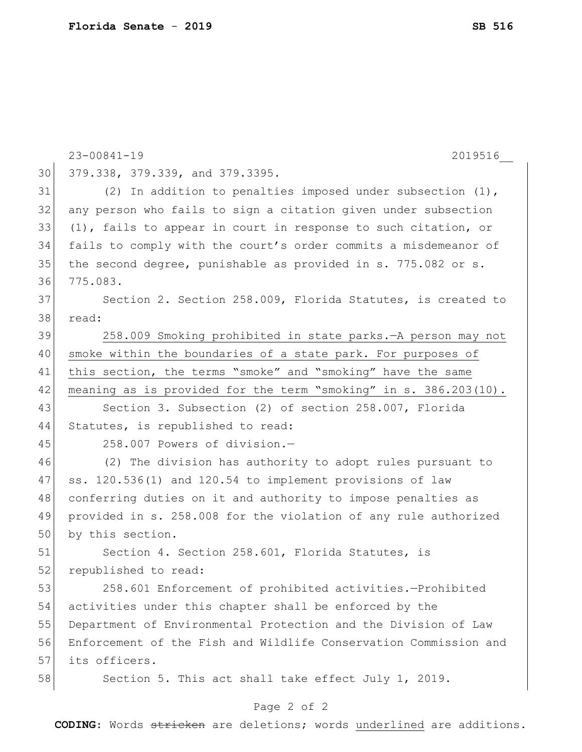379.338, 379.339, and 379.3395.

(2) In addition to penalties imposed under subsection (1), any person who fails to sign a citation given under subsection (1), fails to appear in court in response to such citation, or fails to comply with the court's order commits a misdemeanor of the second degree, punishable as provided in s. 775.082 or s. 775.083.

Section 2. Section 258.009, Florida Statutes, is created to read:

258.009 Smoking prohibited in state parks.—A person may not smoke within the boundaries of a state park. For purposes of this section, the terms "smoke" and "smoking" have the same meaning as is provided for the term "smoking" in s. 386.203(10).

Section 3. Subsection (2) of section 258.007, Florida Statutes, is republished to read:

258.007 Powers of division.—

(2) The division has authority to adopt rules pursuant to ss. 120.536(1) and 120.54 to implement provisions of law conferring duties on it and authority to impose penalties as provided in s. 258.008 for the violation of any rule authorized by this section.

Section 4. Section 258.601, Florida Statutes, is republished to read:

258.601 Enforcement of prohibited activities.—Prohibited activities under this chapter shall be enforced by the Department of Environmental Protection and the Division of Law Enforcement of the Fish and Wildlife Conservation Commission and its officers.

Section 5. This act shall take effect July 1, 2019.

**CODING:** Words ~~stricken~~ are deletions; words underlined are additions.